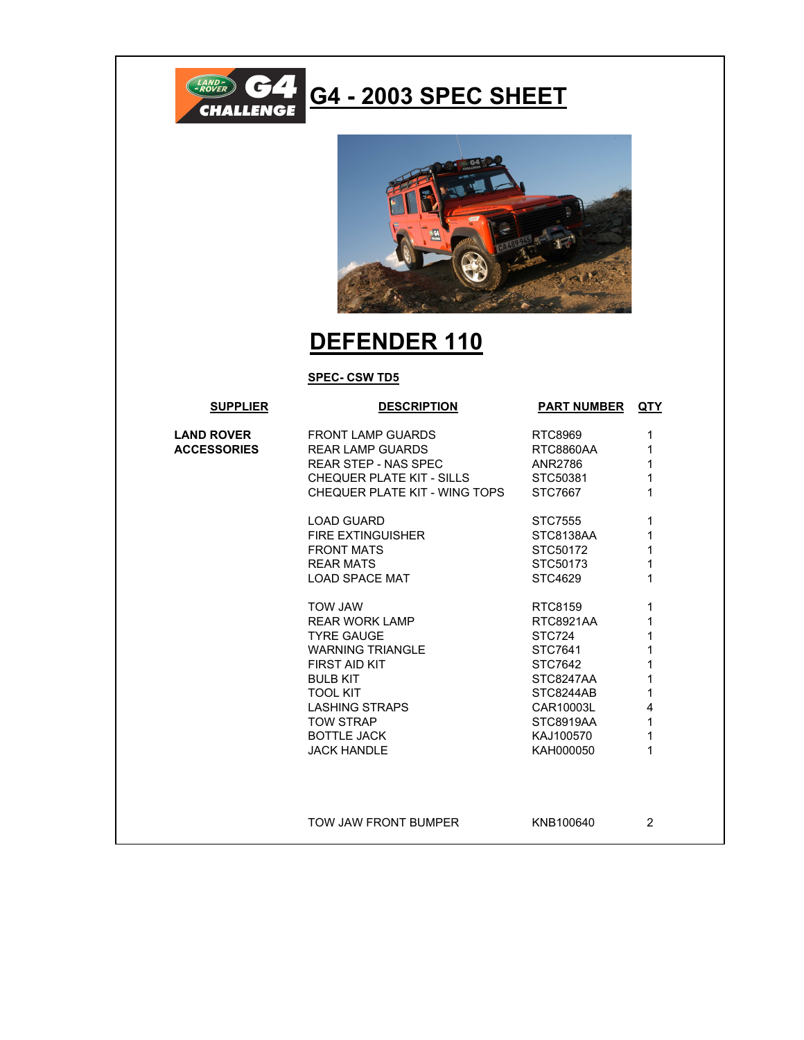# G4 - 2003 SPEC SHEET

## DEFENDER 110

**SPEC- CSW TD5**

| SUPPLIER | DESCRIPTION | PART NUMBER | QTY |
|---|---|---|---|
| **LAND ROVER ACCESSORIES** | FRONT LAMP GUARDS | RTC8969 | 1 |
| | REAR LAMP GUARDS | RTC8860AA | 1 |
| | REAR STEP - NAS SPEC | ANR2786 | 1 |
| | CHEQUER PLATE KIT - SILLS | STC50381 | 1 |
| | CHEQUER PLATE KIT - WING TOPS | STC7667 | 1 |
| | | | |
| | LOAD GUARD | STC7555 | 1 |
| | FIRE EXTINGUISHER | STC8138AA | 1 |
| | FRONT MATS | STC50172 | 1 |
| | REAR MATS | STC50173 | 1 |
| | LOAD SPACE MAT | STC4629 | 1 |
| | | | |
| | TOW JAW | RTC8159 | 1 |
| | REAR WORK LAMP | RTC8921AA | 1 |
| | TYRE GAUGE | STC724 | 1 |
| | WARNING TRIANGLE | STC7641 | 1 |
| | FIRST AID KIT | STC7642 | 1 |
| | BULB KIT | STC8247AA | 1 |
| | TOOL KIT | STC8244AB | 1 |
| | LASHING STRAPS | CAR10003L | 4 |
| | TOW STRAP | STC8919AA | 1 |
| | BOTTLE JACK | KAJ100570 | 1 |
| | JACK HANDLE | KAH000050 | 1 |
| | | | |
| | TOW JAW FRONT BUMPER | KNB100640 | 2 |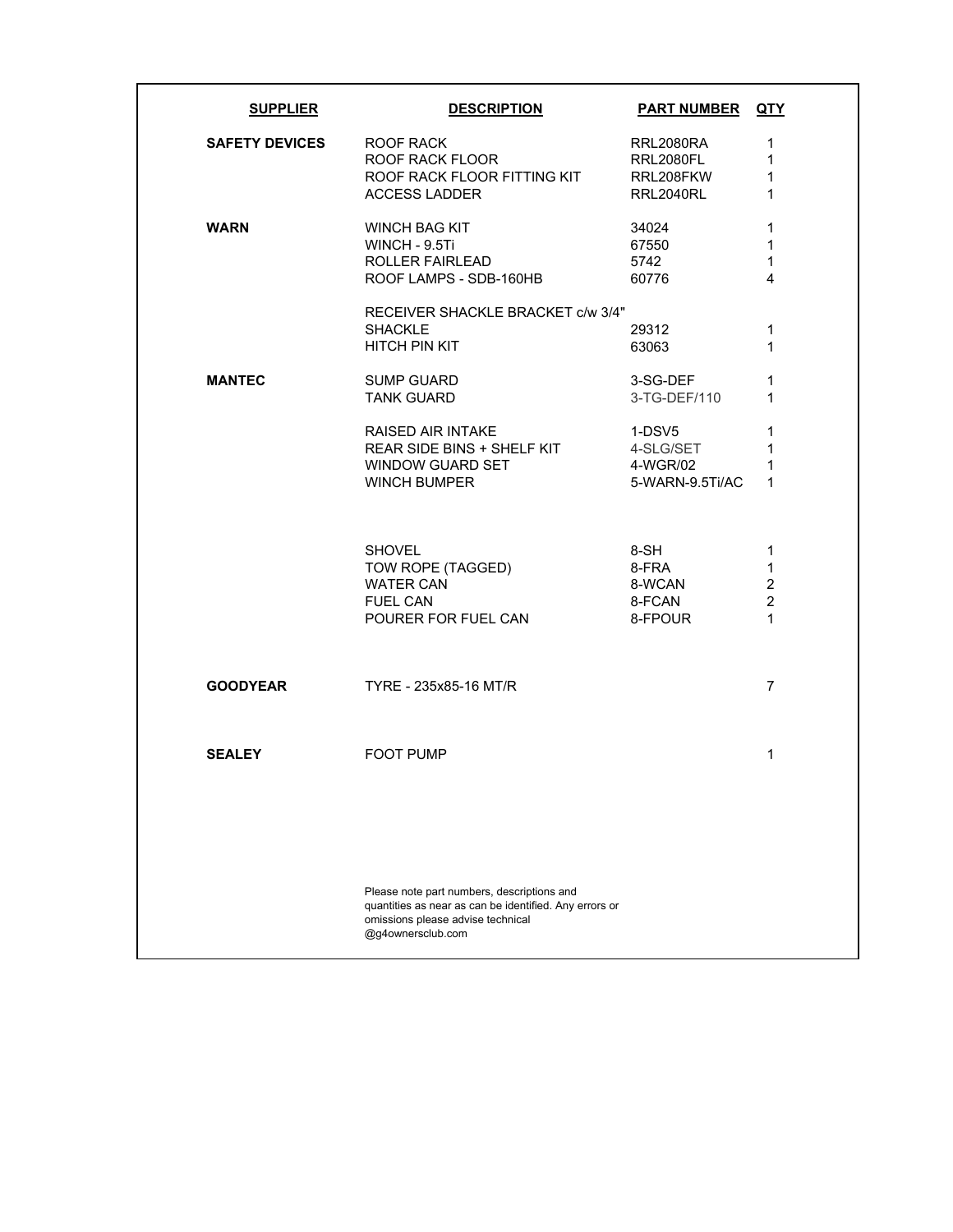| SUPPLIER | DESCRIPTION | PART NUMBER | QTY |
|---|---|---|---|
| **SAFETY DEVICES** | ROOF RACK | RRL2080RA | 1 |
| | ROOF RACK FLOOR | RRL2080FL | 1 |
| | ROOF RACK FLOOR FITTING KIT | RRL208FKW | 1 |
| | ACCESS LADDER | RRL2040RL | 1 |
| **WARN** | WINCH BAG KIT | 34024 | 1 |
| | WINCH - 9.5Ti | 67550 | 1 |
| | ROLLER FAIRLEAD | 5742 | 1 |
| | ROOF LAMPS - SDB-160HB | 60776 | 4 |
| | RECEIVER SHACKLE BRACKET c/w 3/4" SHACKLE | 29312 | 1 |
| | HITCH PIN KIT | 63063 | 1 |
| **MANTEC** | SUMP GUARD | 3-SG-DEF | 1 |
| | TANK GUARD | 3-TG-DEF/110 | 1 |
| | RAISED AIR INTAKE | 1-DSV5 | 1 |
| | REAR SIDE BINS + SHELF KIT | 4-SLG/SET | 1 |
| | WINDOW GUARD SET | 4-WGR/02 | 1 |
| | WINCH BUMPER | 5-WARN-9.5Ti/AC | 1 |
| | SHOVEL | 8-SH | 1 |
| | TOW ROPE (TAGGED) | 8-FRA | 1 |
| | WATER CAN | 8-WCAN | 2 |
| | FUEL CAN | 8-FCAN | 2 |
| | POURER FOR FUEL CAN | 8-FPOUR | 1 |
| **GOODYEAR** | TYRE - 235x85-16 MT/R | | 7 |
| **SEALEY** | FOOT PUMP | | 1 |

Please note part numbers, descriptions and quantities as near as can be identified. Any errors or omissions please advise technical @g4ownersclub.com